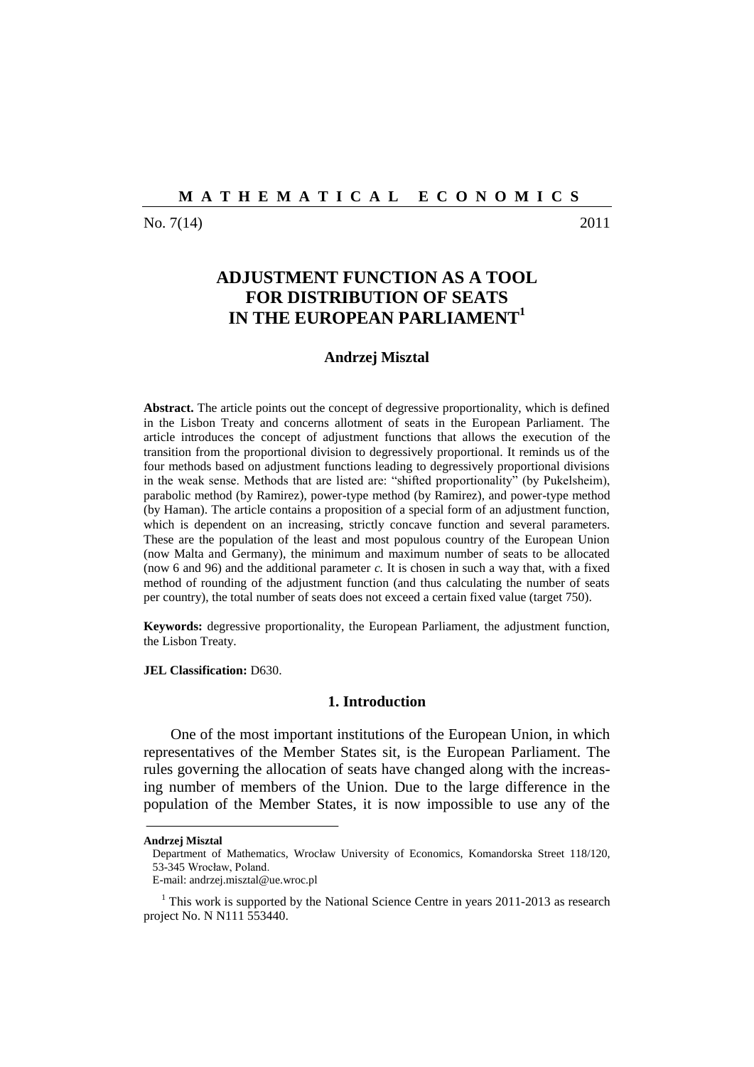# ADJUSTMENT FUNCTION AS A TOOL FOR DISTRIBUTION OF SEATS IN THE EUROPEAN PARLIAMENT[1]

## Andrzej Misztal

**Abstract.** The article points out the concept of degressive proportionality, which is defined in the Lisbon Treaty and concerns allotment of seats in the European Parliament. The article introduces the concept of adjustment functions that allows the execution of the transition from the proportional division to degressively proportional. It reminds us of the four methods based on adjustment functions leading to degressively proportional divisions in the weak sense. Methods that are listed are: "shifted proportionality" (by Pukelsheim), parabolic method (by Ramirez), power-type method (by Ramirez), and power-type method (by Haman). The article contains a proposition of a special form of an adjustment function, which is dependent on an increasing, strictly concave function and several parameters. These are the population of the least and most populous country of the European Union (now Malta and Germany), the minimum and maximum number of seats to be allocated (now 6 and 96) and the additional parameter *c.* It is chosen in such a way that, with a fixed method of rounding of the adjustment function (and thus calculating the number of seats per country), the total number of seats does not exceed a certain fixed value (target 750).

**Keywords:** degressive proportionality, the European Parliament, the adjustment function, the Lisbon Treaty.

**JEL Classification:** D630.

## 1. Introduction

One of the most important institutions of the European Union, in which representatives of the Member States sit, is the European Parliament. The rules governing the allocation of seats have changed along with the increasing number of members of the Union. Due to the large difference in the population of the Member States, it is now impossible to use any of the

---

**Andrzej Misztal**

Department of Mathematics, Wrocław University of Economics, Komandorska Street 118/120, 53-345 Wrocław, Poland.

E-mail: andrzej.misztal@ue.wroc.pl

[1] This work is supported by the National Science Centre in years 2011-2013 as research project No. N N111 553440.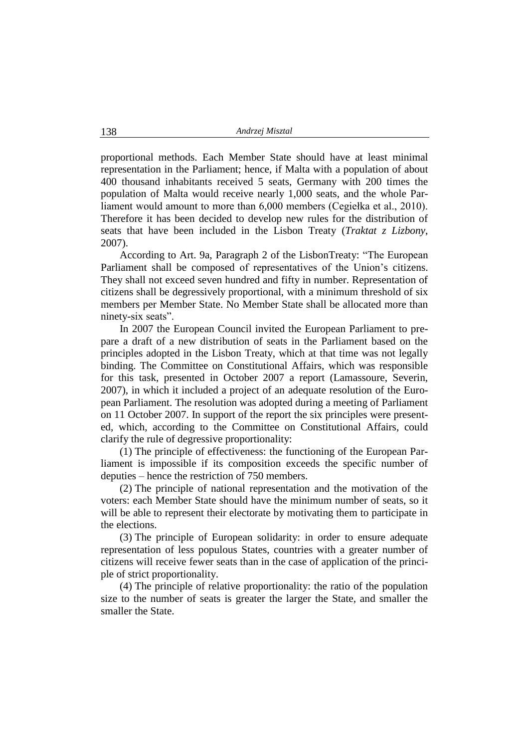proportional methods. Each Member State should have at least minimal representation in the Parliament; hence, if Malta with a population of about 400 thousand inhabitants received 5 seats, Germany with 200 times the population of Malta would receive nearly 1,000 seats, and the whole Parliament would amount to more than 6,000 members (Cegiełka et al., 2010). Therefore it has been decided to develop new rules for the distribution of seats that have been included in the Lisbon Treaty (*Traktat z Lizbony*, 2007).

According to Art. 9a, Paragraph 2 of the LisbonTreaty: "The European Parliament shall be composed of representatives of the Union's citizens. They shall not exceed seven hundred and fifty in number. Representation of citizens shall be degressively proportional, with a minimum threshold of six members per Member State. No Member State shall be allocated more than ninety-six seats".

In 2007 the European Council invited the European Parliament to prepare a draft of a new distribution of seats in the Parliament based on the principles adopted in the Lisbon Treaty, which at that time was not legally binding. The Committee on Constitutional Affairs, which was responsible for this task, presented in October 2007 a report (Lamassoure, Severin, 2007), in which it included a project of an adequate resolution of the European Parliament. The resolution was adopted during a meeting of Parliament on 11 October 2007. In support of the report the six principles were presented, which, according to the Committee on Constitutional Affairs, could clarify the rule of degressive proportionality:

(1) The principle of effectiveness: the functioning of the European Parliament is impossible if its composition exceeds the specific number of deputies – hence the restriction of 750 members.

(2) The principle of national representation and the motivation of the voters: each Member State should have the minimum number of seats, so it will be able to represent their electorate by motivating them to participate in the elections.

(3) The principle of European solidarity: in order to ensure adequate representation of less populous States, countries with a greater number of citizens will receive fewer seats than in the case of application of the principle of strict proportionality.

(4) The principle of relative proportionality: the ratio of the population size to the number of seats is greater the larger the State, and smaller the smaller the State.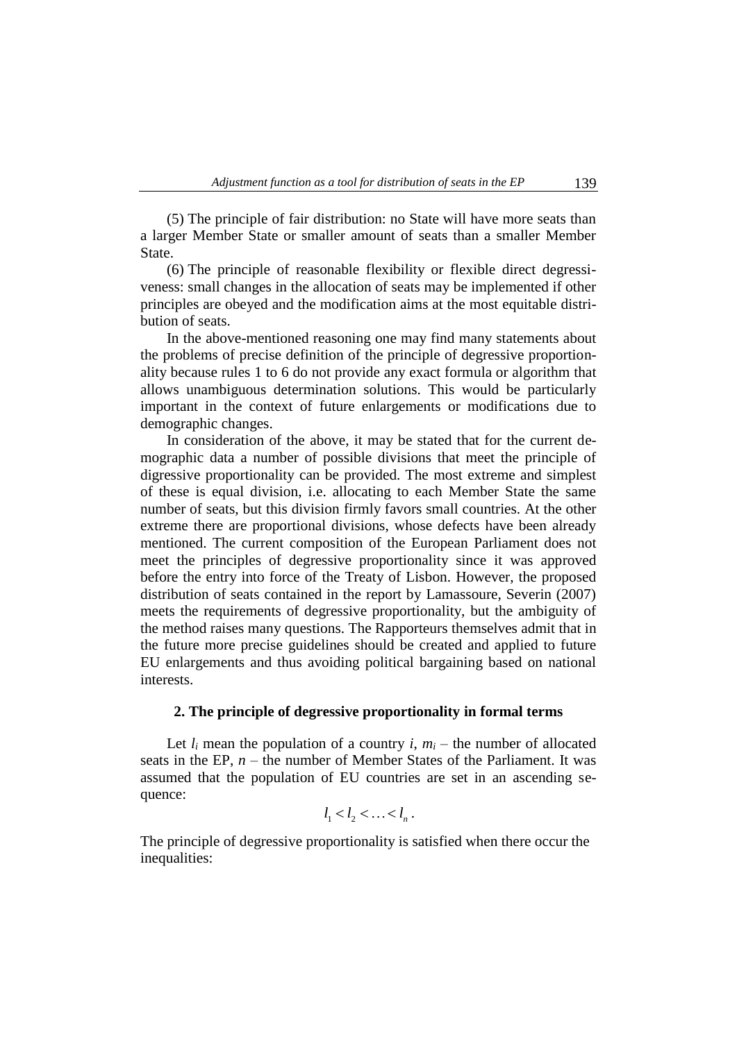(5) The principle of fair distribution: no State will have more seats than a larger Member State or smaller amount of seats than a smaller Member State.

(6) The principle of reasonable flexibility or flexible direct degressiveness: small changes in the allocation of seats may be implemented if other principles are obeyed and the modification aims at the most equitable distribution of seats.

In the above-mentioned reasoning one may find many statements about the problems of precise definition of the principle of degressive proportionality because rules 1 to 6 do not provide any exact formula or algorithm that allows unambiguous determination solutions. This would be particularly important in the context of future enlargements or modifications due to demographic changes.

In consideration of the above, it may be stated that for the current demographic data a number of possible divisions that meet the principle of digressive proportionality can be provided. The most extreme and simplest of these is equal division, i.e. allocating to each Member State the same number of seats, but this division firmly favors small countries. At the other extreme there are proportional divisions, whose defects have been already mentioned. The current composition of the European Parliament does not meet the principles of degressive proportionality since it was approved before the entry into force of the Treaty of Lisbon. However, the proposed distribution of seats contained in the report by Lamassoure, Severin (2007) meets the requirements of degressive proportionality, but the ambiguity of the method raises many questions. The Rapporteurs themselves admit that in the future more precise guidelines should be created and applied to future EU enlargements and thus avoiding political bargaining based on national interests.

## 2. The principle of degressive proportionality in formal terms

Let $l_i$ mean the population of a country $i$, $m_i$ – the number of allocated seats in the EP, $n$ – the number of Member States of the Parliament. It was assumed that the population of EU countries are set in an ascending sequence:

$$l_1 < l_2 < \ldots < l_n .$$

The principle of degressive proportionality is satisfied when there occur the inequalities: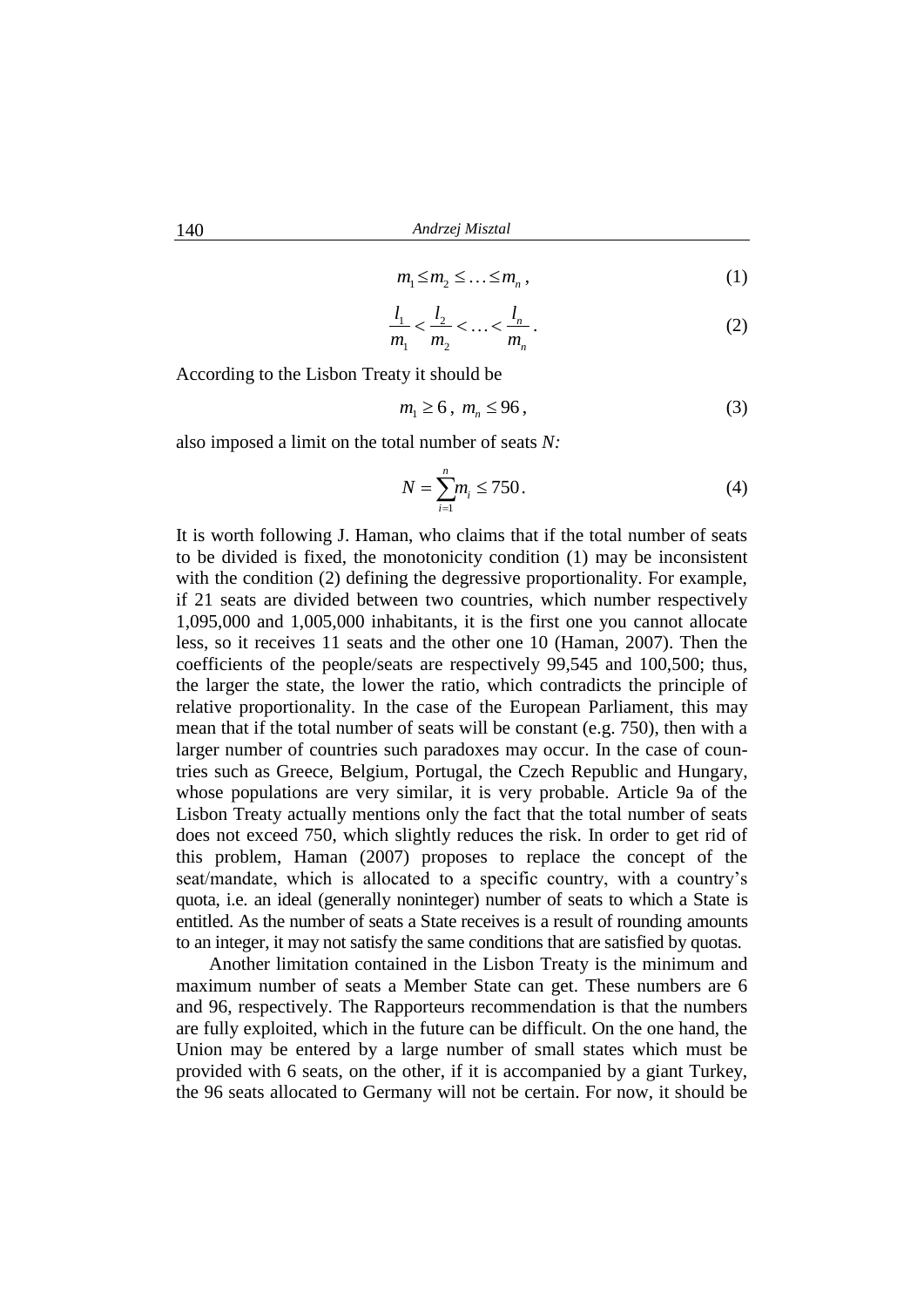$$m_1 \leq m_2 \leq \ldots \leq m_n, \tag{1}$$

$$\frac{l_1}{m_1} < \frac{l_2}{m_2} < \ldots < \frac{l_n}{m_n}. \tag{2}$$

According to the Lisbon Treaty it should be

$$m_1 \geq 6, \; m_n \leq 96, \tag{3}$$

also imposed a limit on the total number of seats *N:*

$$N = \sum_{i=1}^{n} m_i \leq 750. \tag{4}$$

It is worth following J. Haman, who claims that if the total number of seats to be divided is fixed, the monotonicity condition (1) may be inconsistent with the condition (2) defining the degressive proportionality. For example, if 21 seats are divided between two countries, which number respectively 1,095,000 and 1,005,000 inhabitants, it is the first one you cannot allocate less, so it receives 11 seats and the other one 10 (Haman, 2007). Then the coefficients of the people/seats are respectively 99,545 and 100,500; thus, the larger the state, the lower the ratio, which contradicts the principle of relative proportionality. In the case of the European Parliament, this may mean that if the total number of seats will be constant (e.g. 750), then with a larger number of countries such paradoxes may occur. In the case of countries such as Greece, Belgium, Portugal, the Czech Republic and Hungary, whose populations are very similar, it is very probable. Article 9a of the Lisbon Treaty actually mentions only the fact that the total number of seats does not exceed 750, which slightly reduces the risk. In order to get rid of this problem, Haman (2007) proposes to replace the concept of the seat/mandate, which is allocated to a specific country, with a country's quota, i.e. an ideal (generally noninteger) number of seats to which a State is entitled. As the number of seats a State receives is a result of rounding amounts to an integer, it may not satisfy the same conditions that are satisfied by quotas.

Another limitation contained in the Lisbon Treaty is the minimum and maximum number of seats a Member State can get. These numbers are 6 and 96, respectively. The Rapporteurs recommendation is that the numbers are fully exploited, which in the future can be difficult. On the one hand, the Union may be entered by a large number of small states which must be provided with 6 seats, on the other, if it is accompanied by a giant Turkey, the 96 seats allocated to Germany will not be certain. For now, it should be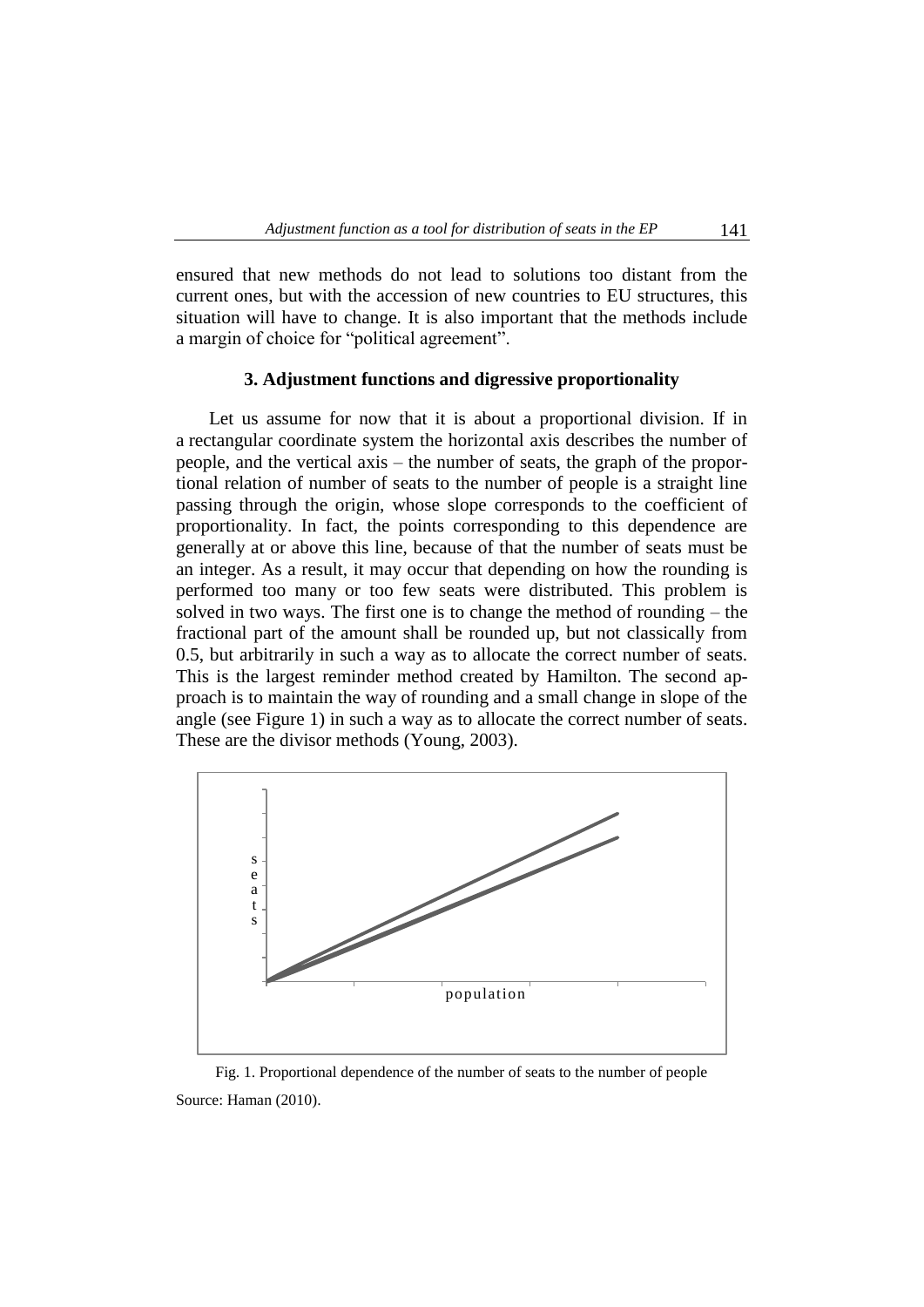ensured that new methods do not lead to solutions too distant from the current ones, but with the accession of new countries to EU structures, this situation will have to change. It is also important that the methods include a margin of choice for "political agreement".

### 3. Adjustment functions and digressive proportionality

Let us assume for now that it is about a proportional division. If in a rectangular coordinate system the horizontal axis describes the number of people, and the vertical axis – the number of seats, the graph of the proportional relation of number of seats to the number of people is a straight line passing through the origin, whose slope corresponds to the coefficient of proportionality. In fact, the points corresponding to this dependence are generally at or above this line, because of that the number of seats must be an integer. As a result, it may occur that depending on how the rounding is performed too many or too few seats were distributed. This problem is solved in two ways. The first one is to change the method of rounding – the fractional part of the amount shall be rounded up, but not classically from 0.5, but arbitrarily in such a way as to allocate the correct number of seats. This is the largest reminder method created by Hamilton. The second approach is to maintain the way of rounding and a small change in slope of the angle (see Figure 1) in such a way as to allocate the correct number of seats. These are the divisor methods (Young, 2003).

Fig. 1. Proportional dependence of the number of seats to the number of people

Source: Haman (2010).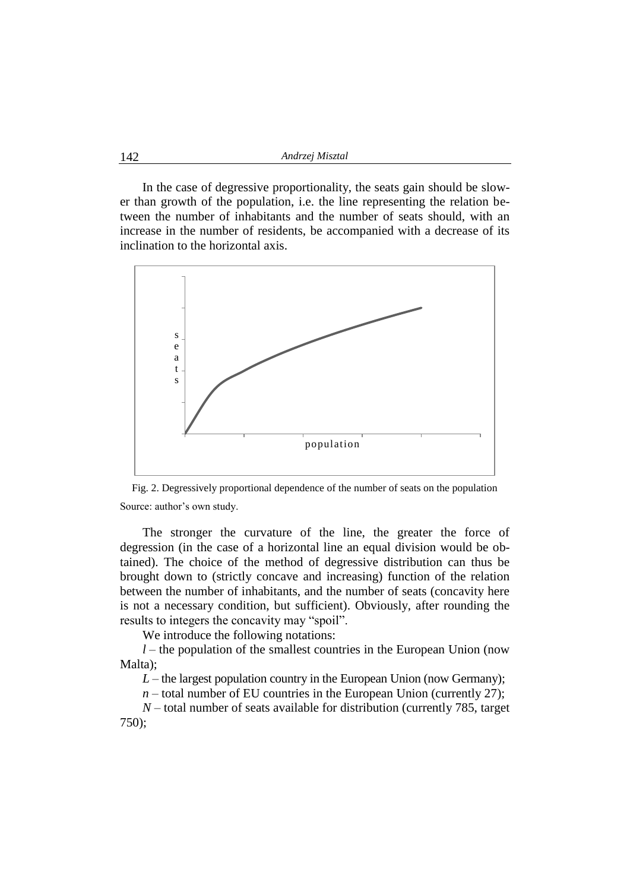In the case of degressive proportionality, the seats gain should be slower than growth of the population, i.e. the line representing the relation between the number of inhabitants and the number of seats should, with an increase in the number of residents, be accompanied with a decrease of its inclination to the horizontal axis.

Fig. 2. Degressively proportional dependence of the number of seats on the population

Source: author's own study.

The stronger the curvature of the line, the greater the force of degression (in the case of a horizontal line an equal division would be obtained). The choice of the method of degressive distribution can thus be brought down to (strictly concave and increasing) function of the relation between the number of inhabitants, and the number of seats (concavity here is not a necessary condition, but sufficient). Obviously, after rounding the results to integers the concavity may "spoil".

We introduce the following notations:

$l$ – the population of the smallest countries in the European Union (now Malta);

$L$ – the largest population country in the European Union (now Germany);

$n$ – total number of EU countries in the European Union (currently 27);

$N$ – total number of seats available for distribution (currently 785, target 750);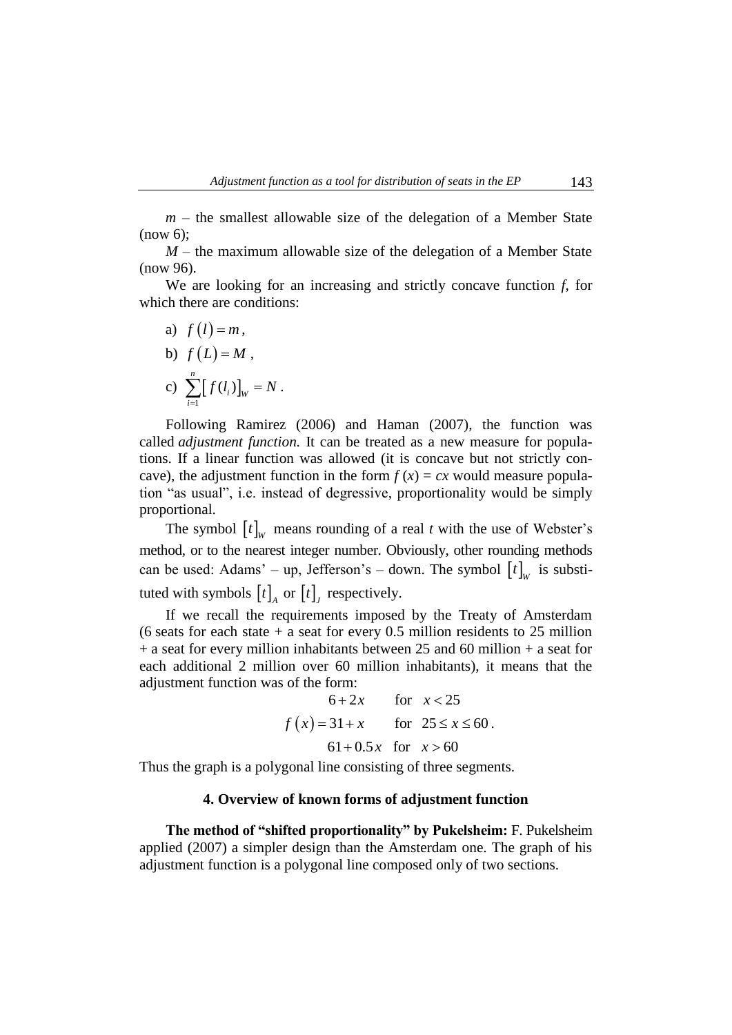$m$ – the smallest allowable size of the delegation of a Member State (now 6);

$M$ – the maximum allowable size of the delegation of a Member State (now 96).

We are looking for an increasing and strictly concave function $f$, for which there are conditions:

a) $f(l) = m$,

b) $f(L) = M$,

c) $\sum_{i=1}^{n} [f(l_i)]_W = N$.

Following Ramirez (2006) and Haman (2007), the function was called *adjustment function.* It can be treated as a new measure for populations. If a linear function was allowed (it is concave but not strictly concave), the adjustment function in the form $f(x) = cx$ would measure population "as usual", i.e. instead of degressive, proportionality would be simply proportional.

The symbol $[t]_W$ means rounding of a real $t$ with the use of Webster's method, or to the nearest integer number. Obviously, other rounding methods can be used: Adams' – up, Jefferson's – down. The symbol $[t]_W$ is substituted with symbols $[t]_A$ or $[t]_J$ respectively.

If we recall the requirements imposed by the Treaty of Amsterdam (6 seats for each state + a seat for every 0.5 million residents to 25 million + a seat for every million inhabitants between 25 and 60 million + a seat for each additional 2 million over 60 million inhabitants), it means that the adjustment function was of the form:

$$f(x) = \begin{cases} 6 + 2x & \text{for } x < 25 \\ 31 + x & \text{for } 25 \le x \le 60 \\ 61 + 0.5x & \text{for } x > 60 \end{cases}.$$

Thus the graph is a polygonal line consisting of three segments.

## 4. Overview of known forms of adjustment function

**The method of "shifted proportionality" by Pukelsheim:** F. Pukelsheim applied (2007) a simpler design than the Amsterdam one. The graph of his adjustment function is a polygonal line composed only of two sections.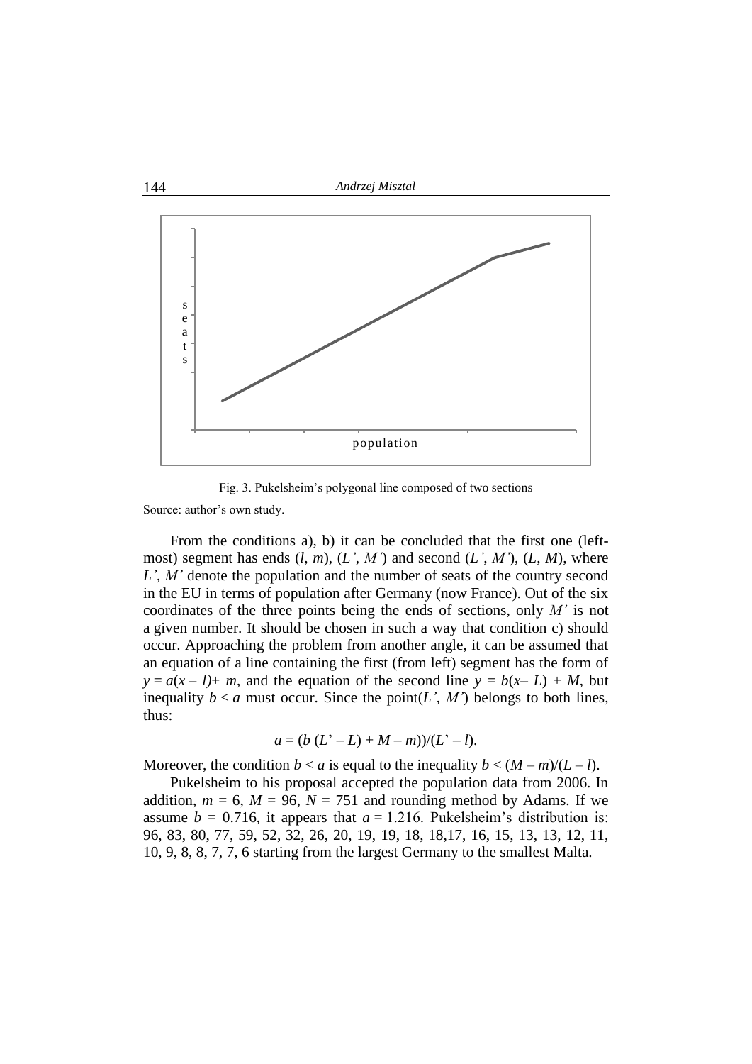Fig. 3. Pukelsheim's polygonal line composed of two sections

Source: author's own study.

From the conditions a), b) it can be concluded that the first one (left-most) segment has ends $(l, m)$, $(L', M')$ and second $(L', M')$, $(L, M)$, where $L'$, $M'$ denote the population and the number of seats of the country second in the EU in terms of population after Germany (now France). Out of the six coordinates of the three points being the ends of sections, only $M'$ is not a given number. It should be chosen in such a way that condition c) should occur. Approaching the problem from another angle, it can be assumed that an equation of a line containing the first (from left) segment has the form of $y = a(x - l) + m$, and the equation of the second line $y = b(x - L) + M$, but inequality $b < a$ must occur. Since the point$(L', M')$ belongs to both lines, thus:

$$a = (b\,(L' - L) + M - m))/(L' - l).$$

Moreover, the condition $b < a$ is equal to the inequality $b < (M - m)/(L - l)$.

Pukelsheim to his proposal accepted the population data from 2006. In addition, $m = 6$, $M = 96$, $N = 751$ and rounding method by Adams. If we assume $b = 0.716$, it appears that $a = 1.216$. Pukelsheim's distribution is: 96, 83, 80, 77, 59, 52, 32, 26, 20, 19, 19, 18, 18,17, 16, 15, 13, 13, 12, 11, 10, 9, 8, 8, 7, 7, 6 starting from the largest Germany to the smallest Malta.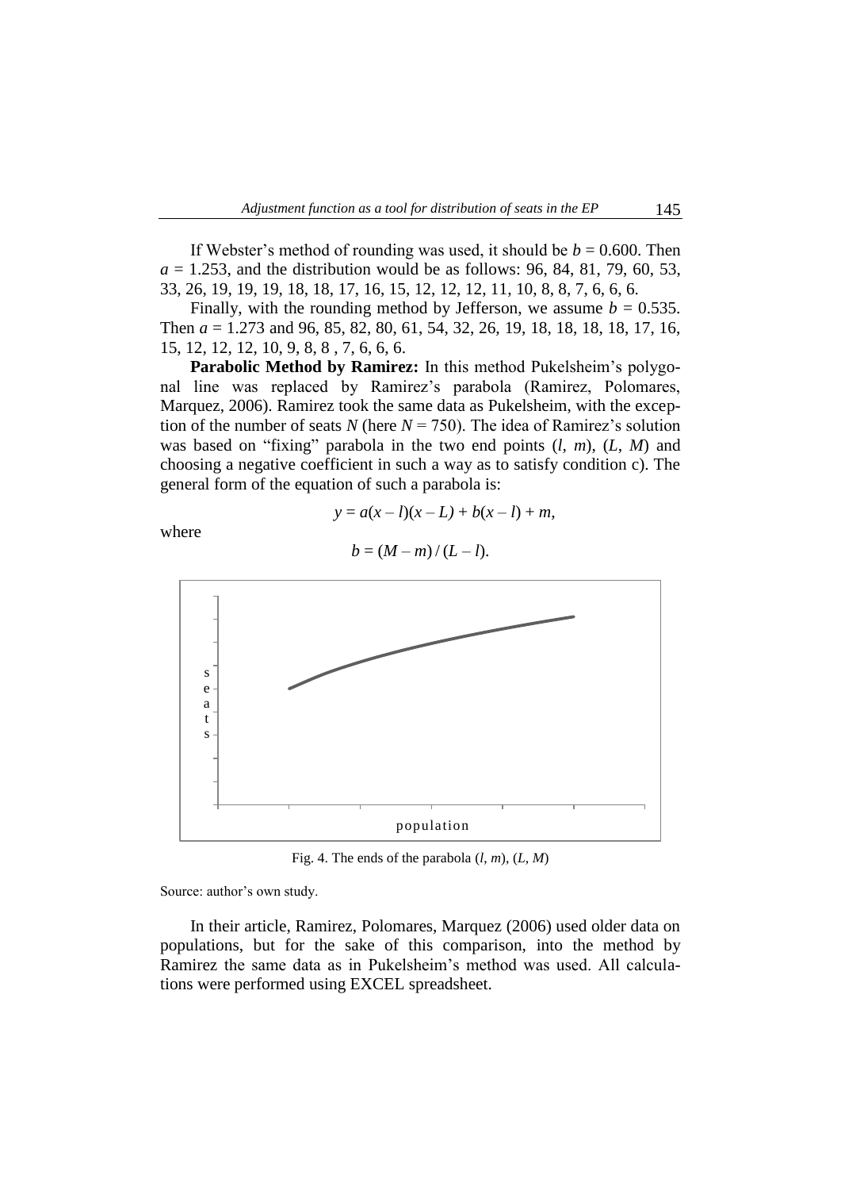If Webster's method of rounding was used, it should be $b = 0.600$. Then $a = 1.253$, and the distribution would be as follows: 96, 84, 81, 79, 60, 53, 33, 26, 19, 19, 19, 18, 18, 17, 16, 15, 12, 12, 12, 11, 10, 8, 8, 7, 6, 6, 6.

Finally, with the rounding method by Jefferson, we assume $b = 0.535$. Then $a = 1.273$ and 96, 85, 82, 80, 61, 54, 32, 26, 19, 18, 18, 18, 18, 17, 16, 15, 12, 12, 12, 10, 9, 8, 8 , 7, 6, 6, 6.

**Parabolic Method by Ramirez:** In this method Pukelsheim's polygonal line was replaced by Ramirez's parabola (Ramirez, Polomares, Marquez, 2006). Ramirez took the same data as Pukelsheim, with the exception of the number of seats $N$ (here $N = 750$). The idea of Ramirez's solution was based on "fixing" parabola in the two end points $(l, m)$, $(L, M)$ and choosing a negative coefficient in such a way as to satisfy condition c). The general form of the equation of such a parabola is:

$$y = a(x - l)(x - L) + b(x - l) + m,$$

where

$$b = (M - m) / (L - l).$$

Fig. 4. The ends of the parabola $(l, m)$, $(L, M)$

Source: author's own study.

In their article, Ramirez, Polomares, Marquez (2006) used older data on populations, but for the sake of this comparison, into the method by Ramirez the same data as in Pukelsheim's method was used. All calculations were performed using EXCEL spreadsheet.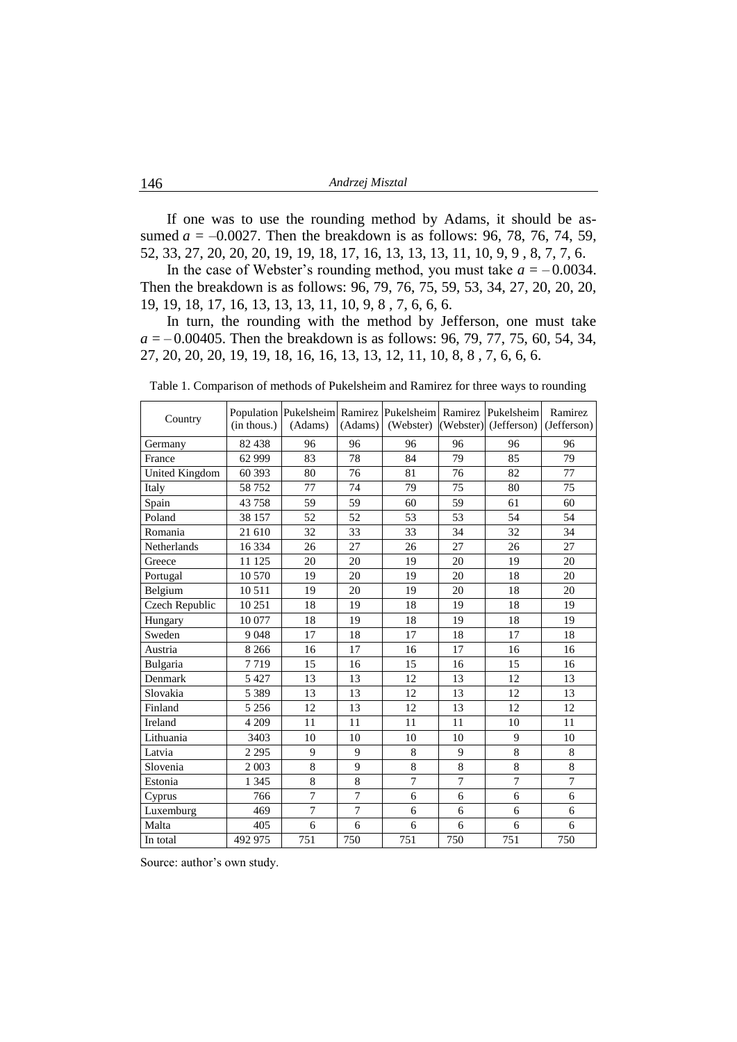If one was to use the rounding method by Adams, it should be assumed $a = -0.0027$. Then the breakdown is as follows: 96, 78, 76, 74, 59, 52, 33, 27, 20, 20, 20, 19, 19, 18, 17, 16, 13, 13, 13, 11, 10, 9, 9 , 8, 7, 7, 6.

In the case of Webster's rounding method, you must take $a = -0.0034$. Then the breakdown is as follows: 96, 79, 76, 75, 59, 53, 34, 27, 20, 20, 20, 19, 19, 18, 17, 16, 13, 13, 13, 11, 10, 9, 8 , 7, 6, 6, 6.

In turn, the rounding with the method by Jefferson, one must take $a = -0.00405$. Then the breakdown is as follows: 96, 79, 77, 75, 60, 54, 34, 27, 20, 20, 20, 19, 19, 18, 16, 16, 13, 13, 12, 11, 10, 8, 8 , 7, 6, 6, 6.

Table 1. Comparison of methods of Pukelsheim and Ramirez for three ways to rounding

| Country | Population (in thous.) | Pukelsheim (Adams) | Ramirez (Adams) | Pukelsheim (Webster) | Ramirez (Webster) | Pukelsheim (Jefferson) | Ramirez (Jefferson) |
|---|---|---|---|---|---|---|---|
| Germany | 82 438 | 96 | 96 | 96 | 96 | 96 | 96 |
| France | 62 999 | 83 | 78 | 84 | 79 | 85 | 79 |
| United Kingdom | 60 393 | 80 | 76 | 81 | 76 | 82 | 77 |
| Italy | 58 752 | 77 | 74 | 79 | 75 | 80 | 75 |
| Spain | 43 758 | 59 | 59 | 60 | 59 | 61 | 60 |
| Poland | 38 157 | 52 | 52 | 53 | 53 | 54 | 54 |
| Romania | 21 610 | 32 | 33 | 33 | 34 | 32 | 34 |
| Netherlands | 16 334 | 26 | 27 | 26 | 27 | 26 | 27 |
| Greece | 11 125 | 20 | 20 | 19 | 20 | 19 | 20 |
| Portugal | 10 570 | 19 | 20 | 19 | 20 | 18 | 20 |
| Belgium | 10 511 | 19 | 20 | 19 | 20 | 18 | 20 |
| Czech Republic | 10 251 | 18 | 19 | 18 | 19 | 18 | 19 |
| Hungary | 10 077 | 18 | 19 | 18 | 19 | 18 | 19 |
| Sweden | 9 048 | 17 | 18 | 17 | 18 | 17 | 18 |
| Austria | 8 266 | 16 | 17 | 16 | 17 | 16 | 16 |
| Bulgaria | 7 719 | 15 | 16 | 15 | 16 | 15 | 16 |
| Denmark | 5 427 | 13 | 13 | 12 | 13 | 12 | 13 |
| Slovakia | 5 389 | 13 | 13 | 12 | 13 | 12 | 13 |
| Finland | 5 256 | 12 | 13 | 12 | 13 | 12 | 12 |
| Ireland | 4 209 | 11 | 11 | 11 | 11 | 10 | 11 |
| Lithuania | 3403 | 10 | 10 | 10 | 10 | 9 | 10 |
| Latvia | 2 295 | 9 | 9 | 8 | 9 | 8 | 8 |
| Slovenia | 2 003 | 8 | 9 | 8 | 8 | 8 | 8 |
| Estonia | 1 345 | 8 | 8 | 7 | 7 | 7 | 7 |
| Cyprus | 766 | 7 | 7 | 6 | 6 | 6 | 6 |
| Luxemburg | 469 | 7 | 7 | 6 | 6 | 6 | 6 |
| Malta | 405 | 6 | 6 | 6 | 6 | 6 | 6 |
| In total | 492 975 | 751 | 750 | 751 | 750 | 751 | 750 |

Source: author's own study.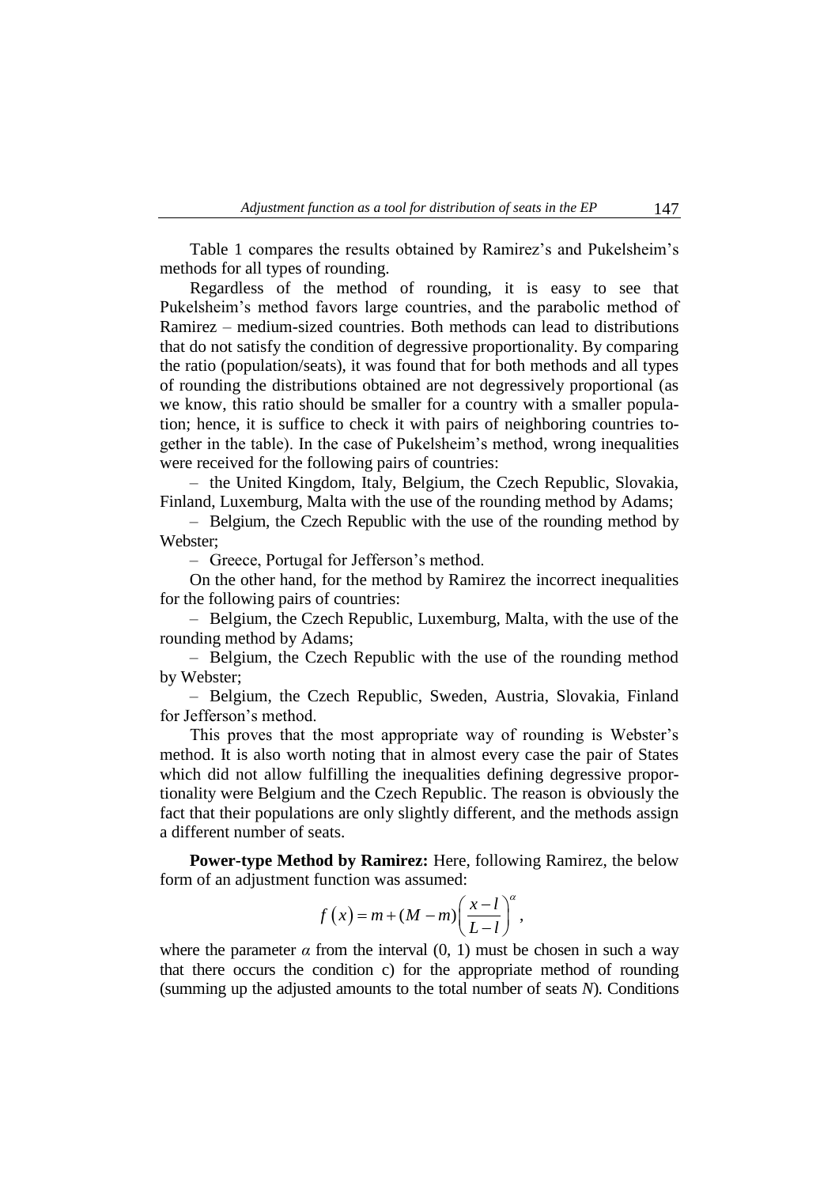Table 1 compares the results obtained by Ramirez's and Pukelsheim's methods for all types of rounding.

Regardless of the method of rounding, it is easy to see that Pukelsheim's method favors large countries, and the parabolic method of Ramirez – medium-sized countries. Both methods can lead to distributions that do not satisfy the condition of degressive proportionality. By comparing the ratio (population/seats), it was found that for both methods and all types of rounding the distributions obtained are not degressively proportional (as we know, this ratio should be smaller for a country with a smaller population; hence, it is suffice to check it with pairs of neighboring countries together in the table). In the case of Pukelsheim's method, wrong inequalities were received for the following pairs of countries:

– the United Kingdom, Italy, Belgium, the Czech Republic, Slovakia, Finland, Luxemburg, Malta with the use of the rounding method by Adams;

– Belgium, the Czech Republic with the use of the rounding method by Webster;

– Greece, Portugal for Jefferson's method.

On the other hand, for the method by Ramirez the incorrect inequalities for the following pairs of countries:

– Belgium, the Czech Republic, Luxemburg, Malta, with the use of the rounding method by Adams;

– Belgium, the Czech Republic with the use of the rounding method by Webster;

– Belgium, the Czech Republic, Sweden, Austria, Slovakia, Finland for Jefferson's method.

This proves that the most appropriate way of rounding is Webster's method. It is also worth noting that in almost every case the pair of States which did not allow fulfilling the inequalities defining degressive proportionality were Belgium and the Czech Republic. The reason is obviously the fact that their populations are only slightly different, and the methods assign a different number of seats.

**Power-type Method by Ramirez:** Here, following Ramirez, the below form of an adjustment function was assumed:

$$f\left(x\right)=m+(M-m)\left(\frac{x-l}{L-l}\right)^{\alpha},$$

where the parameter $\alpha$ from the interval (0, 1) must be chosen in such a way that there occurs the condition c) for the appropriate method of rounding (summing up the adjusted amounts to the total number of seats $N$). Conditions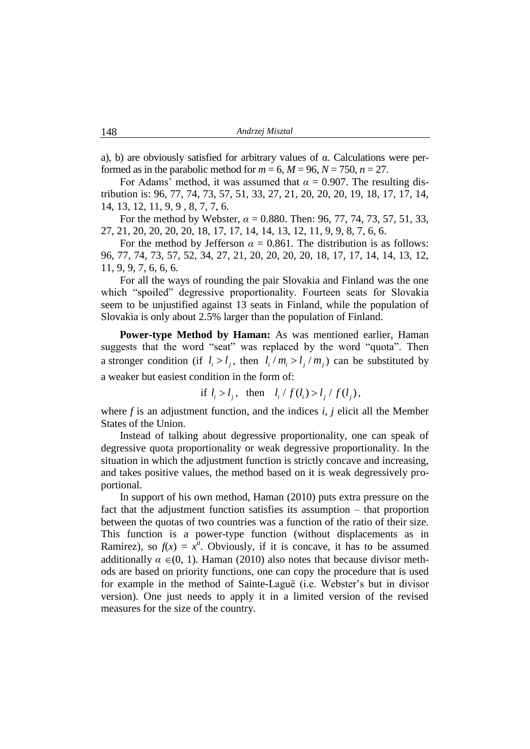a), b) are obviously satisfied for arbitrary values of α. Calculations were performed as in the parabolic method for $m = 6$, $M = 96$, $N = 750$, $n = 27$.

For Adams' method, it was assumed that $\alpha = 0.907$. The resulting distribution is: 96, 77, 74, 73, 57, 51, 33, 27, 21, 20, 20, 20, 19, 18, 17, 17, 14, 14, 13, 12, 11, 9, 9 , 8, 7, 7, 6.

For the method by Webster, $\alpha = 0.880$. Then: 96, 77, 74, 73, 57, 51, 33, 27, 21, 20, 20, 20, 20, 18, 17, 17, 14, 14, 13, 12, 11, 9, 9, 8, 7, 6, 6.

For the method by Jefferson $\alpha = 0.861$. The distribution is as follows: 96, 77, 74, 73, 57, 52, 34, 27, 21, 20, 20, 20, 20, 18, 17, 17, 14, 14, 13, 12, 11, 9, 9, 7, 6, 6, 6.

For all the ways of rounding the pair Slovakia and Finland was the one which "spoiled" degressive proportionality. Fourteen seats for Slovakia seem to be unjustified against 13 seats in Finland, while the population of Slovakia is only about 2.5% larger than the population of Finland.

**Power-type Method by Haman:** As was mentioned earlier, Haman suggests that the word "seat" was replaced by the word "quota". Then a stronger condition (if $l_i > l_j$, then $l_i / m_i > l_j / m_j$) can be substituted by a weaker but easiest condition in the form of:

$$\text{if } l_i > l_j, \text{ then } \quad l_i / f(l_i) > l_j / f(l_j),$$

where $f$ is an adjustment function, and the indices $i$, $j$ elicit all the Member States of the Union.

Instead of talking about degressive proportionality, one can speak of degressive quota proportionality or weak degressive proportionality. In the situation in which the adjustment function is strictly concave and increasing, and takes positive values, the method based on it is weak degressively proportional.

In support of his own method, Haman (2010) puts extra pressure on the fact that the adjustment function satisfies its assumption – that proportion between the quotas of two countries was a function of the ratio of their size. This function is a power-type function (without displacements as in Ramirez), so $f(x) = x^a$. Obviously, if it is concave, it has to be assumed additionally $\alpha \in (0, 1)$. Haman (2010) also notes that because divisor methods are based on priority functions, one can copy the procedure that is used for example in the method of Sainte-Laguë (i.e. Webster's but in divisor version). One just needs to apply it in a limited version of the revised measures for the size of the country.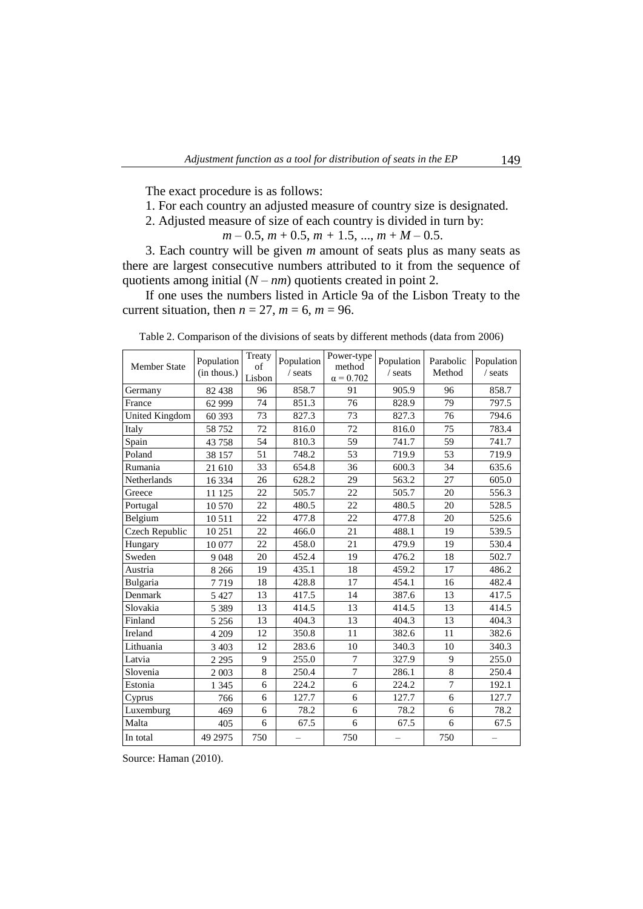The exact procedure is as follows:

1. For each country an adjusted measure of country size is designated.
2. Adjusted measure of size of each country is divided in turn by:

$$m - 0.5,\ m + 0.5,\ m + 1.5,\ ...,\ m + M - 0.5.$$

3. Each country will be given $m$ amount of seats plus as many seats as there are largest consecutive numbers attributed to it from the sequence of quotients among initial $(N - nm)$ quotients created in point 2.

If one uses the numbers listed in Article 9a of the Lisbon Treaty to the current situation, then $n = 27$, $m = 6$, $m = 96$.

Table 2. Comparison of the divisions of seats by different methods (data from 2006)

| Member State | Population (in thous.) | Treaty of Lisbon | Population / seats | Power-type method $\alpha = 0.702$ | Population / seats | Parabolic Method | Population / seats |
|---|---|---|---|---|---|---|---|
| Germany | 82 438 | 96 | 858.7 | 91 | 905.9 | 96 | 858.7 |
| France | 62 999 | 74 | 851.3 | 76 | 828.9 | 79 | 797.5 |
| United Kingdom | 60 393 | 73 | 827.3 | 73 | 827.3 | 76 | 794.6 |
| Italy | 58 752 | 72 | 816.0 | 72 | 816.0 | 75 | 783.4 |
| Spain | 43 758 | 54 | 810.3 | 59 | 741.7 | 59 | 741.7 |
| Poland | 38 157 | 51 | 748.2 | 53 | 719.9 | 53 | 719.9 |
| Rumania | 21 610 | 33 | 654.8 | 36 | 600.3 | 34 | 635.6 |
| Netherlands | 16 334 | 26 | 628.2 | 29 | 563.2 | 27 | 605.0 |
| Greece | 11 125 | 22 | 505.7 | 22 | 505.7 | 20 | 556.3 |
| Portugal | 10 570 | 22 | 480.5 | 22 | 480.5 | 20 | 528.5 |
| Belgium | 10 511 | 22 | 477.8 | 22 | 477.8 | 20 | 525.6 |
| Czech Republic | 10 251 | 22 | 466.0 | 21 | 488.1 | 19 | 539.5 |
| Hungary | 10 077 | 22 | 458.0 | 21 | 479.9 | 19 | 530.4 |
| Sweden | 9 048 | 20 | 452.4 | 19 | 476.2 | 18 | 502.7 |
| Austria | 8 266 | 19 | 435.1 | 18 | 459.2 | 17 | 486.2 |
| Bulgaria | 7 719 | 18 | 428.8 | 17 | 454.1 | 16 | 482.4 |
| Denmark | 5 427 | 13 | 417.5 | 14 | 387.6 | 13 | 417.5 |
| Slovakia | 5 389 | 13 | 414.5 | 13 | 414.5 | 13 | 414.5 |
| Finland | 5 256 | 13 | 404.3 | 13 | 404.3 | 13 | 404.3 |
| Ireland | 4 209 | 12 | 350.8 | 11 | 382.6 | 11 | 382.6 |
| Lithuania | 3 403 | 12 | 283.6 | 10 | 340.3 | 10 | 340.3 |
| Latvia | 2 295 | 9 | 255.0 | 7 | 327.9 | 9 | 255.0 |
| Slovenia | 2 003 | 8 | 250.4 | 7 | 286.1 | 8 | 250.4 |
| Estonia | 1 345 | 6 | 224.2 | 6 | 224.2 | 7 | 192.1 |
| Cyprus | 766 | 6 | 127.7 | 6 | 127.7 | 6 | 127.7 |
| Luxemburg | 469 | 6 | 78.2 | 6 | 78.2 | 6 | 78.2 |
| Malta | 405 | 6 | 67.5 | 6 | 67.5 | 6 | 67.5 |
| In total | 49 2975 | 750 | – | 750 | – | 750 | – |

Source: Haman (2010).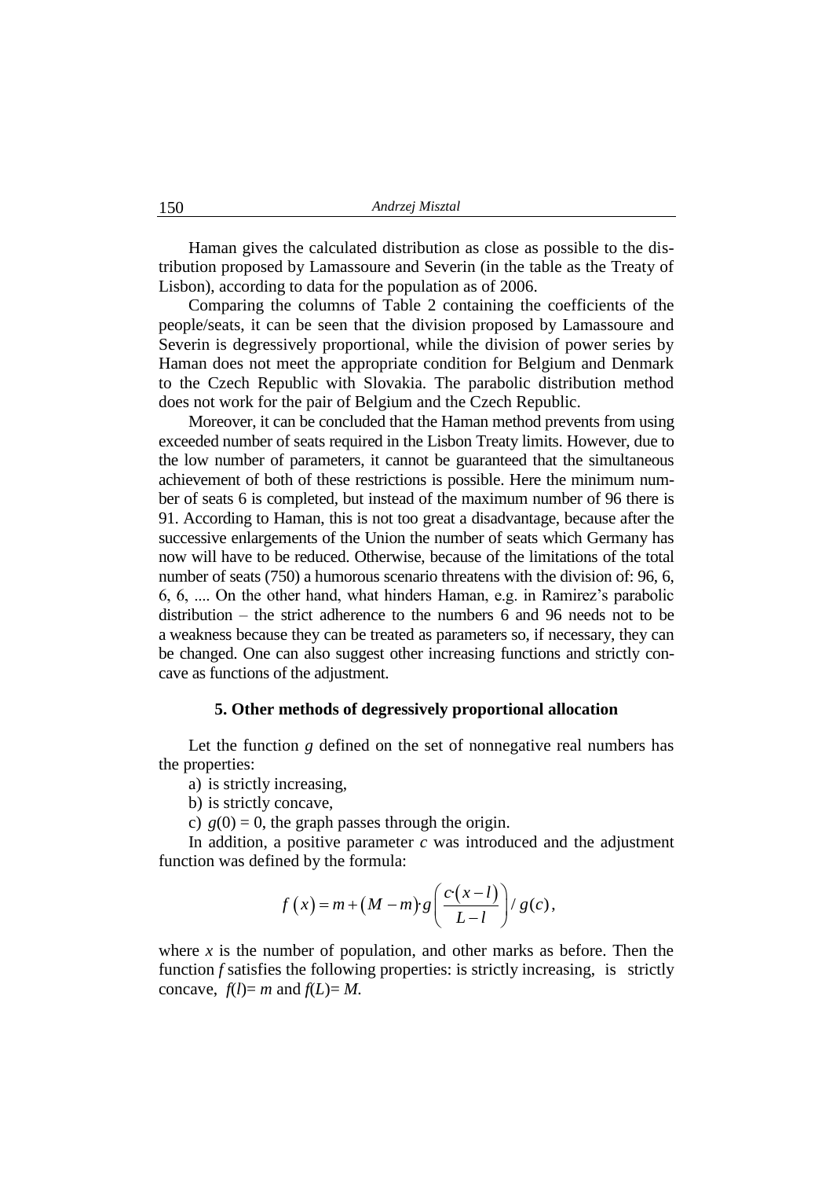Haman gives the calculated distribution as close as possible to the distribution proposed by Lamassoure and Severin (in the table as the Treaty of Lisbon), according to data for the population as of 2006.

Comparing the columns of Table 2 containing the coefficients of the people/seats, it can be seen that the division proposed by Lamassoure and Severin is degressively proportional, while the division of power series by Haman does not meet the appropriate condition for Belgium and Denmark to the Czech Republic with Slovakia. The parabolic distribution method does not work for the pair of Belgium and the Czech Republic.

Moreover, it can be concluded that the Haman method prevents from using exceeded number of seats required in the Lisbon Treaty limits. However, due to the low number of parameters, it cannot be guaranteed that the simultaneous achievement of both of these restrictions is possible. Here the minimum number of seats 6 is completed, but instead of the maximum number of 96 there is 91. According to Haman, this is not too great a disadvantage, because after the successive enlargements of the Union the number of seats which Germany has now will have to be reduced. Otherwise, because of the limitations of the total number of seats (750) a humorous scenario threatens with the division of: 96, 6, 6, 6, .... On the other hand, what hinders Haman, e.g. in Ramirez's parabolic distribution – the strict adherence to the numbers 6 and 96 needs not to be a weakness because they can be treated as parameters so, if necessary, they can be changed. One can also suggest other increasing functions and strictly concave as functions of the adjustment.

## 5. Other methods of degressively proportional allocation

Let the function $g$ defined on the set of nonnegative real numbers has the properties:

a) is strictly increasing,

b) is strictly concave,

c) $g(0) = 0$, the graph passes through the origin.

In addition, a positive parameter $c$ was introduced and the adjustment function was defined by the formula:

$$f(x) = m + (M - m) \cdot g\left(\frac{c(x - l)}{L - l}\right) / g(c),$$

where $x$ is the number of population, and other marks as before. Then the function $f$ satisfies the following properties: is strictly increasing, is strictly concave, $f(l) = m$ and $f(L) = M$.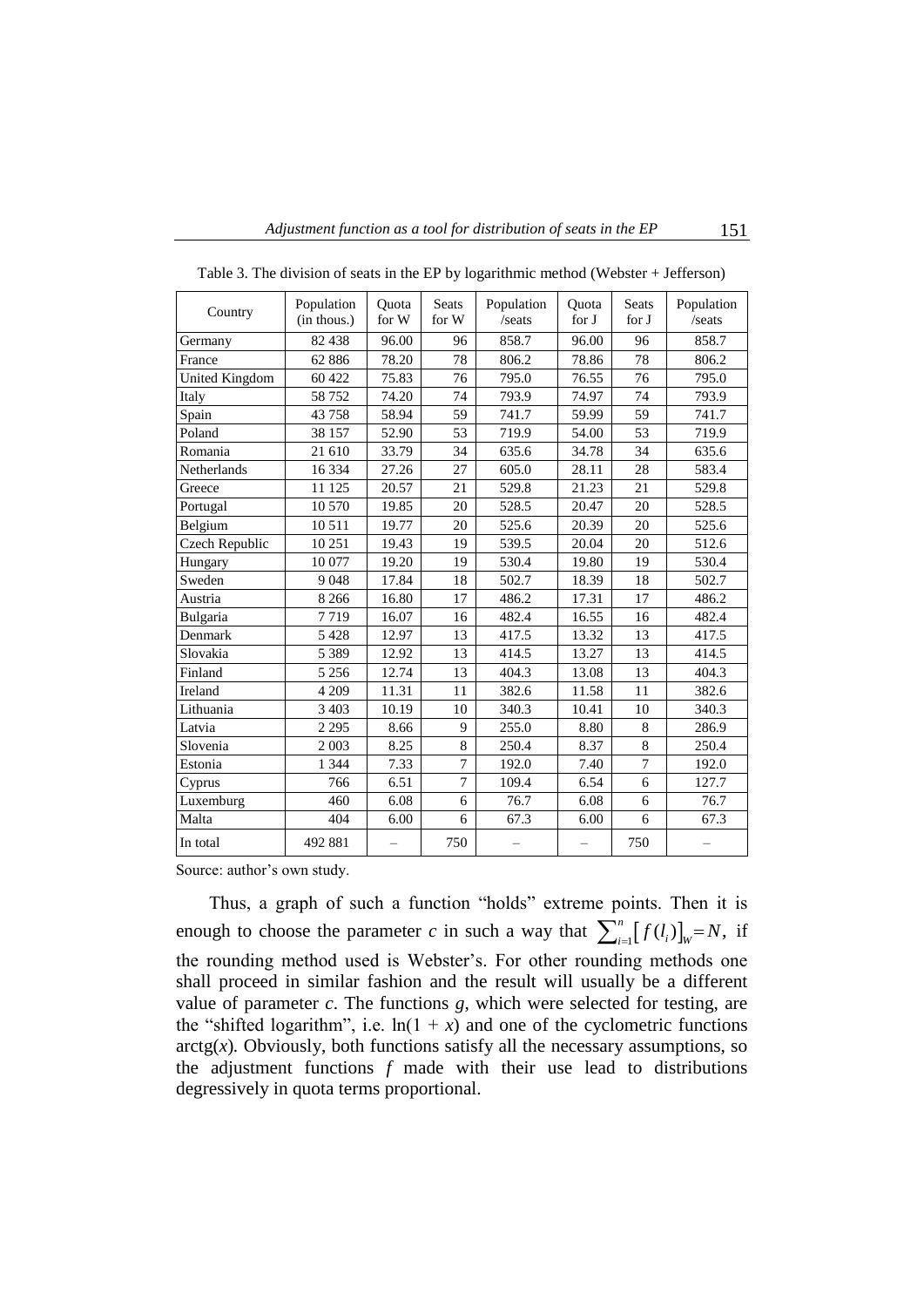Table 3. The division of seats in the EP by logarithmic method (Webster + Jefferson)

| Country | Population (in thous.) | Quota for W | Seats for W | Population /seats | Quota for J | Seats for J | Population /seats |
|---|---|---|---|---|---|---|---|
| Germany | 82 438 | 96.00 | 96 | 858.7 | 96.00 | 96 | 858.7 |
| France | 62 886 | 78.20 | 78 | 806.2 | 78.86 | 78 | 806.2 |
| United Kingdom | 60 422 | 75.83 | 76 | 795.0 | 76.55 | 76 | 795.0 |
| Italy | 58 752 | 74.20 | 74 | 793.9 | 74.97 | 74 | 793.9 |
| Spain | 43 758 | 58.94 | 59 | 741.7 | 59.99 | 59 | 741.7 |
| Poland | 38 157 | 52.90 | 53 | 719.9 | 54.00 | 53 | 719.9 |
| Romania | 21 610 | 33.79 | 34 | 635.6 | 34.78 | 34 | 635.6 |
| Netherlands | 16 334 | 27.26 | 27 | 605.0 | 28.11 | 28 | 583.4 |
| Greece | 11 125 | 20.57 | 21 | 529.8 | 21.23 | 21 | 529.8 |
| Portugal | 10 570 | 19.85 | 20 | 528.5 | 20.47 | 20 | 528.5 |
| Belgium | 10 511 | 19.77 | 20 | 525.6 | 20.39 | 20 | 525.6 |
| Czech Republic | 10 251 | 19.43 | 19 | 539.5 | 20.04 | 20 | 512.6 |
| Hungary | 10 077 | 19.20 | 19 | 530.4 | 19.80 | 19 | 530.4 |
| Sweden | 9 048 | 17.84 | 18 | 502.7 | 18.39 | 18 | 502.7 |
| Austria | 8 266 | 16.80 | 17 | 486.2 | 17.31 | 17 | 486.2 |
| Bulgaria | 7 719 | 16.07 | 16 | 482.4 | 16.55 | 16 | 482.4 |
| Denmark | 5 428 | 12.97 | 13 | 417.5 | 13.32 | 13 | 417.5 |
| Slovakia | 5 389 | 12.92 | 13 | 414.5 | 13.27 | 13 | 414.5 |
| Finland | 5 256 | 12.74 | 13 | 404.3 | 13.08 | 13 | 404.3 |
| Ireland | 4 209 | 11.31 | 11 | 382.6 | 11.58 | 11 | 382.6 |
| Lithuania | 3 403 | 10.19 | 10 | 340.3 | 10.41 | 10 | 340.3 |
| Latvia | 2 295 | 8.66 | 9 | 255.0 | 8.80 | 8 | 286.9 |
| Slovenia | 2 003 | 8.25 | 8 | 250.4 | 8.37 | 8 | 250.4 |
| Estonia | 1 344 | 7.33 | 7 | 192.0 | 7.40 | 7 | 192.0 |
| Cyprus | 766 | 6.51 | 7 | 109.4 | 6.54 | 6 | 127.7 |
| Luxemburg | 460 | 6.08 | 6 | 76.7 | 6.08 | 6 | 76.7 |
| Malta | 404 | 6.00 | 6 | 67.3 | 6.00 | 6 | 67.3 |
| In total | 492 881 | – | 750 | – | – | 750 | – |

Source: author's own study.

Thus, a graph of such a function "holds" extreme points. Then it is enough to choose the parameter $c$ in such a way that $\sum_{i=1}^{n}\left[f(l_i)\right]_W = N$, if the rounding method used is Webster's. For other rounding methods one shall proceed in similar fashion and the result will usually be a different value of parameter $c$. The functions $g$, which were selected for testing, are the "shifted logarithm", i.e. $\ln(1 + x)$ and one of the cyclometric functions $\operatorname{arctg}(x)$. Obviously, both functions satisfy all the necessary assumptions, so the adjustment functions $f$ made with their use lead to distributions degressively in quota terms proportional.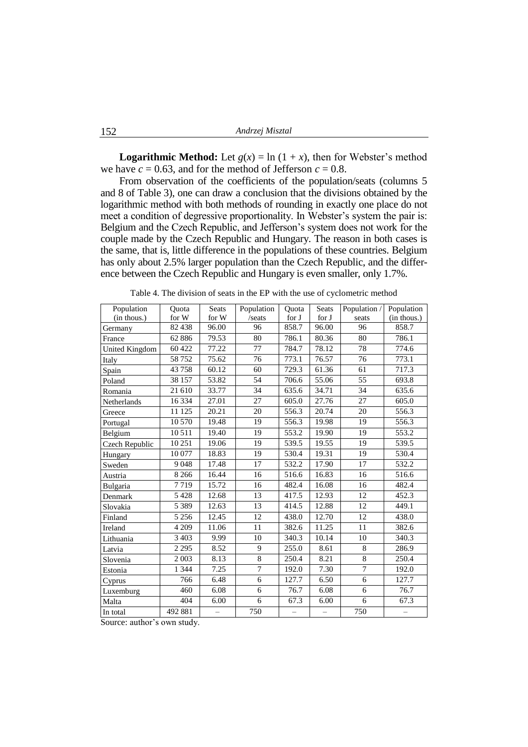**Logarithmic Method:** Let $g(x) = \ln(1 + x)$, then for Webster's method we have $c = 0.63$, and for the method of Jefferson $c = 0.8$.

From observation of the coefficients of the population/seats (columns 5 and 8 of Table 3), one can draw a conclusion that the divisions obtained by the logarithmic method with both methods of rounding in exactly one place do not meet a condition of degressive proportionality. In Webster's system the pair is: Belgium and the Czech Republic, and Jefferson's system does not work for the couple made by the Czech Republic and Hungary. The reason in both cases is the same, that is, little difference in the populations of these countries. Belgium has only about 2.5% larger population than the Czech Republic, and the difference between the Czech Republic and Hungary is even smaller, only 1.7%.

Table 4. The division of seats in the EP with the use of cyclometric method

| Population (in thous.) | Quota for W | Seats for W | Population /seats | Quota for J | Seats for J | Population / seats | Population (in thous.) |
|---|---|---|---|---|---|---|---|
| Germany | 82 438 | 96.00 | 96 | 858.7 | 96.00 | 96 | 858.7 |
| France | 62 886 | 79.53 | 80 | 786.1 | 80.36 | 80 | 786.1 |
| United Kingdom | 60 422 | 77.22 | 77 | 784.7 | 78.12 | 78 | 774.6 |
| Italy | 58 752 | 75.62 | 76 | 773.1 | 76.57 | 76 | 773.1 |
| Spain | 43 758 | 60.12 | 60 | 729.3 | 61.36 | 61 | 717.3 |
| Poland | 38 157 | 53.82 | 54 | 706.6 | 55.06 | 55 | 693.8 |
| Romania | 21 610 | 33.77 | 34 | 635.6 | 34.71 | 34 | 635.6 |
| Netherlands | 16 334 | 27.01 | 27 | 605.0 | 27.76 | 27 | 605.0 |
| Greece | 11 125 | 20.21 | 20 | 556.3 | 20.74 | 20 | 556.3 |
| Portugal | 10 570 | 19.48 | 19 | 556.3 | 19.98 | 19 | 556.3 |
| Belgium | 10 511 | 19.40 | 19 | 553.2 | 19.90 | 19 | 553.2 |
| Czech Republic | 10 251 | 19.06 | 19 | 539.5 | 19.55 | 19 | 539.5 |
| Hungary | 10 077 | 18.83 | 19 | 530.4 | 19.31 | 19 | 530.4 |
| Sweden | 9 048 | 17.48 | 17 | 532.2 | 17.90 | 17 | 532.2 |
| Austria | 8 266 | 16.44 | 16 | 516.6 | 16.83 | 16 | 516.6 |
| Bulgaria | 7 719 | 15.72 | 16 | 482.4 | 16.08 | 16 | 482.4 |
| Denmark | 5 428 | 12.68 | 13 | 417.5 | 12.93 | 12 | 452.3 |
| Slovakia | 5 389 | 12.63 | 13 | 414.5 | 12.88 | 12 | 449.1 |
| Finland | 5 256 | 12.45 | 12 | 438.0 | 12.70 | 12 | 438.0 |
| Ireland | 4 209 | 11.06 | 11 | 382.6 | 11.25 | 11 | 382.6 |
| Lithuania | 3 403 | 9.99 | 10 | 340.3 | 10.14 | 10 | 340.3 |
| Latvia | 2 295 | 8.52 | 9 | 255.0 | 8.61 | 8 | 286.9 |
| Slovenia | 2 003 | 8.13 | 8 | 250.4 | 8.21 | 8 | 250.4 |
| Estonia | 1 344 | 7.25 | 7 | 192.0 | 7.30 | 7 | 192.0 |
| Cyprus | 766 | 6.48 | 6 | 127.7 | 6.50 | 6 | 127.7 |
| Luxemburg | 460 | 6.08 | 6 | 76.7 | 6.08 | 6 | 76.7 |
| Malta | 404 | 6.00 | 6 | 67.3 | 6.00 | 6 | 67.3 |
| In total | 492 881 | – | 750 | – | – | 750 | – |

Source: author's own study.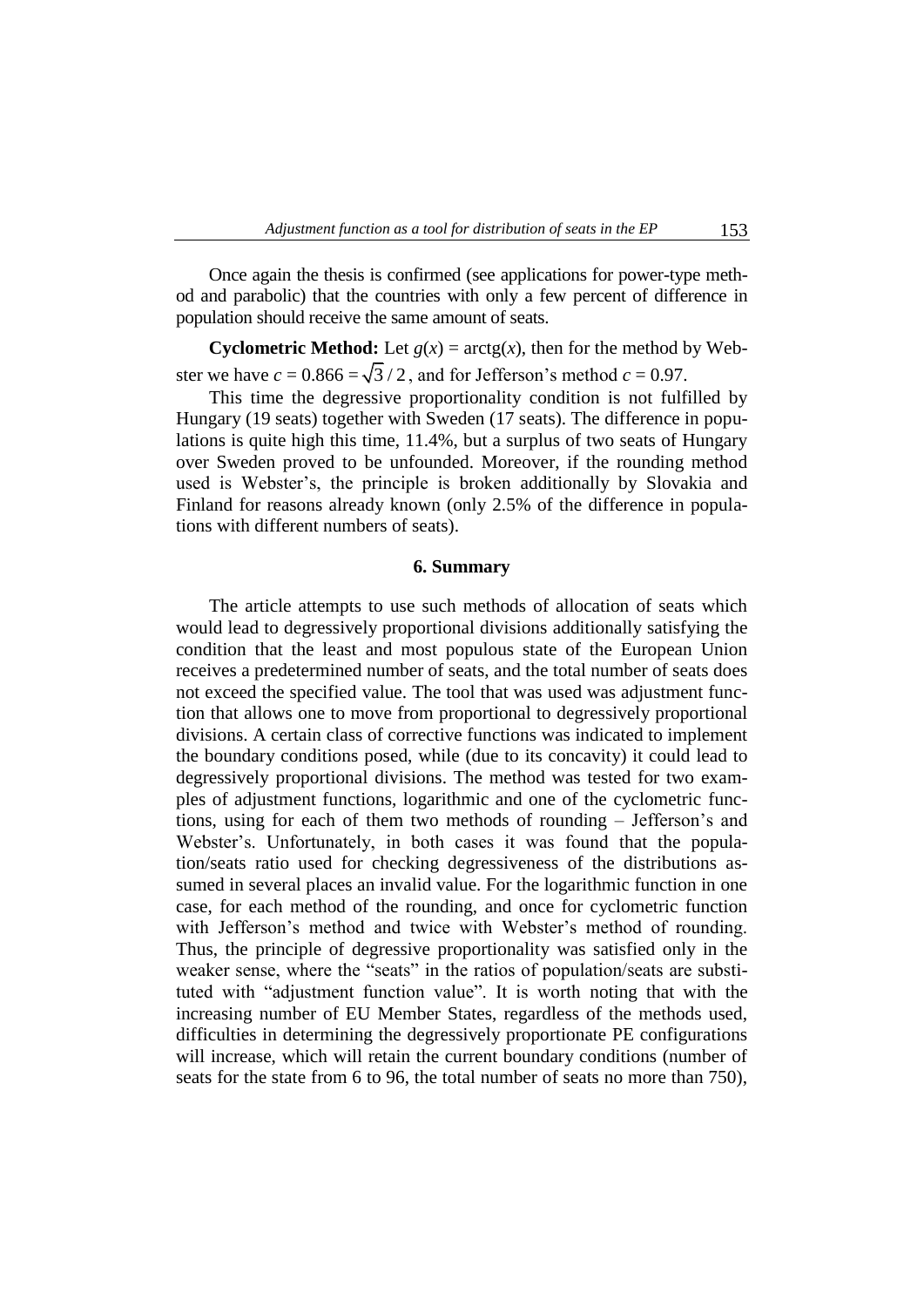Once again the thesis is confirmed (see applications for power-type method and parabolic) that the countries with only a few percent of difference in population should receive the same amount of seats.

**Cyclometric Method:** Let $g(x) = \text{arctg}(x)$, then for the method by Webster we have $c = 0.866 = \sqrt{3}/2$, and for Jefferson's method $c = 0.97$.

This time the degressive proportionality condition is not fulfilled by Hungary (19 seats) together with Sweden (17 seats). The difference in populations is quite high this time, 11.4%, but a surplus of two seats of Hungary over Sweden proved to be unfounded. Moreover, if the rounding method used is Webster's, the principle is broken additionally by Slovakia and Finland for reasons already known (only 2.5% of the difference in populations with different numbers of seats).

## 6. Summary

The article attempts to use such methods of allocation of seats which would lead to degressively proportional divisions additionally satisfying the condition that the least and most populous state of the European Union receives a predetermined number of seats, and the total number of seats does not exceed the specified value. The tool that was used was adjustment function that allows one to move from proportional to degressively proportional divisions. A certain class of corrective functions was indicated to implement the boundary conditions posed, while (due to its concavity) it could lead to degressively proportional divisions. The method was tested for two examples of adjustment functions, logarithmic and one of the cyclometric functions, using for each of them two methods of rounding – Jefferson's and Webster's. Unfortunately, in both cases it was found that the population/seats ratio used for checking degressiveness of the distributions assumed in several places an invalid value. For the logarithmic function in one case, for each method of the rounding, and once for cyclometric function with Jefferson's method and twice with Webster's method of rounding. Thus, the principle of degressive proportionality was satisfied only in the weaker sense, where the "seats" in the ratios of population/seats are substituted with "adjustment function value". It is worth noting that with the increasing number of EU Member States, regardless of the methods used, difficulties in determining the degressively proportionate PE configurations will increase, which will retain the current boundary conditions (number of seats for the state from 6 to 96, the total number of seats no more than 750),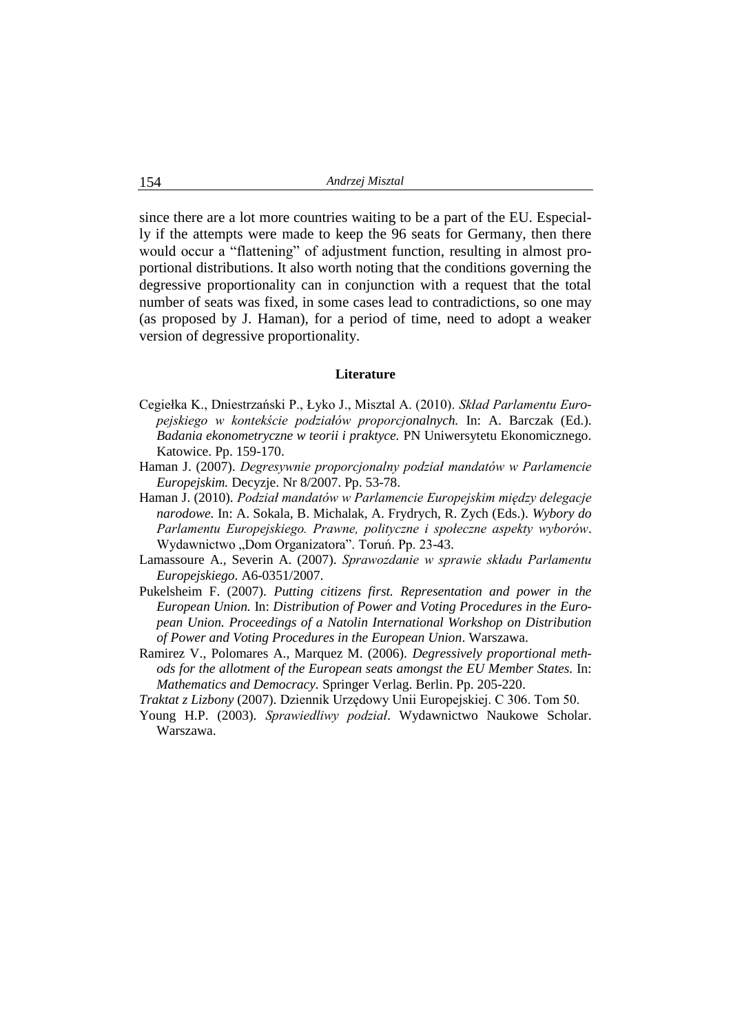since there are a lot more countries waiting to be a part of the EU. Especially if the attempts were made to keep the 96 seats for Germany, then there would occur a "flattening" of adjustment function, resulting in almost proportional distributions. It also worth noting that the conditions governing the degressive proportionality can in conjunction with a request that the total number of seats was fixed, in some cases lead to contradictions, so one may (as proposed by J. Haman), for a period of time, need to adopt a weaker version of degressive proportionality.

## Literature

Cegiełka K., Dniestrzański P., Łyko J., Misztal A. (2010). *Skład Parlamentu Europejskiego w kontekście podziałów proporcjonalnych.* In: A. Barczak (Ed.). *Badania ekonometryczne w teorii i praktyce.* PN Uniwersytetu Ekonomicznego. Katowice. Pp. 159-170.

Haman J. (2007). *Degresywnie proporcjonalny podział mandatów w Parlamencie Europejskim.* Decyzje. Nr 8/2007. Pp. 53-78.

Haman J. (2010). *Podział mandatów w Parlamencie Europejskim między delegacje narodowe.* In: A. Sokala, B. Michalak, A. Frydrych, R. Zych (Eds.). *Wybory do Parlamentu Europejskiego. Prawne, polityczne i społeczne aspekty wyborów*. Wydawnictwo „Dom Organizatora". Toruń. Pp. 23-43.

Lamassoure A., Severin A. (2007). *Sprawozdanie w sprawie składu Parlamentu Europejskiego.* A6-0351/2007.

Pukelsheim F. (2007). *Putting citizens first. Representation and power in the European Union.* In: *Distribution of Power and Voting Procedures in the European Union. Proceedings of a Natolin International Workshop on Distribution of Power and Voting Procedures in the European Union*. Warszawa.

Ramirez V., Polomares A., Marquez M. (2006). *Degressively proportional methods for the allotment of the European seats amongst the EU Member States.* In: *Mathematics and Democracy.* Springer Verlag. Berlin. Pp. 205-220.

*Traktat z Lizbony* (2007). Dziennik Urzędowy Unii Europejskiej. C 306. Tom 50.

Young H.P. (2003). *Sprawiedliwy podział*. Wydawnictwo Naukowe Scholar. Warszawa.